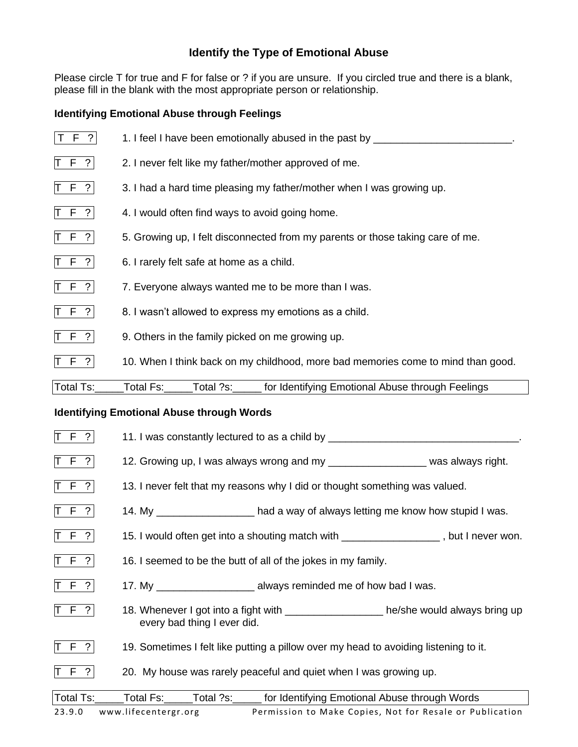# Identify the Type of Emotional Abuse

Please circle T for true and F for false or ? if you are unsure. If you circled true and there is a blank, please fill in the blank with the most appropriate person or relationship.

### Identifying Emotional Abuse through Feelings

T F ? 1. I feel I have been emotionally abused in the past by ________________________.

T F ? 2. I never felt like my father/mother approved of me.

T F ? 3. I had a hard time pleasing my father/mother when I was growing up.

T F ? 4. I would often find ways to avoid going home.

T F ? 5. Growing up, I felt disconnected from my parents or those taking care of me.

T F ? 6. I rarely felt safe at home as a child.

T F ? 7. Everyone always wanted me to be more than I was.

T F ? 8. I wasn't allowed to express my emotions as a child.

T F ? 9. Others in the family picked on me growing up.

T F ? 10. When I think back on my childhood, more bad memories come to mind than good.

Total Ts:_____Total Fs:_____Total ?s:_____ for Identifying Emotional Abuse through Feelings

### Identifying Emotional Abuse through Words

T F ? 11. I was constantly lectured to as a child by _________________________________.

T F ? 12. Growing up, I was always wrong and my _________________ was always right.

T F ? 13. I never felt that my reasons why I did or thought something was valued.

T F ? 14. My _________________ had a way of always letting me know how stupid I was.

T F ? 15. I would often get into a shouting match with _________________ , but I never won.

T F ? 16. I seemed to be the butt of all of the jokes in my family.

T F ? 17. My _________________ always reminded me of how bad I was.

T F ? 18. Whenever I got into a fight with _________________ he/she would always bring up every bad thing I ever did.

T F ? 19. Sometimes I felt like putting a pillow over my head to avoiding listening to it.

T F ? 20. My house was rarely peaceful and quiet when I was growing up.

Total Ts:_____Total Fs:_____Total ?s:_____ for Identifying Emotional Abuse through Words

23.9.0 www.lifecentergr.org Permission to Make Copies, Not for Resale or Publication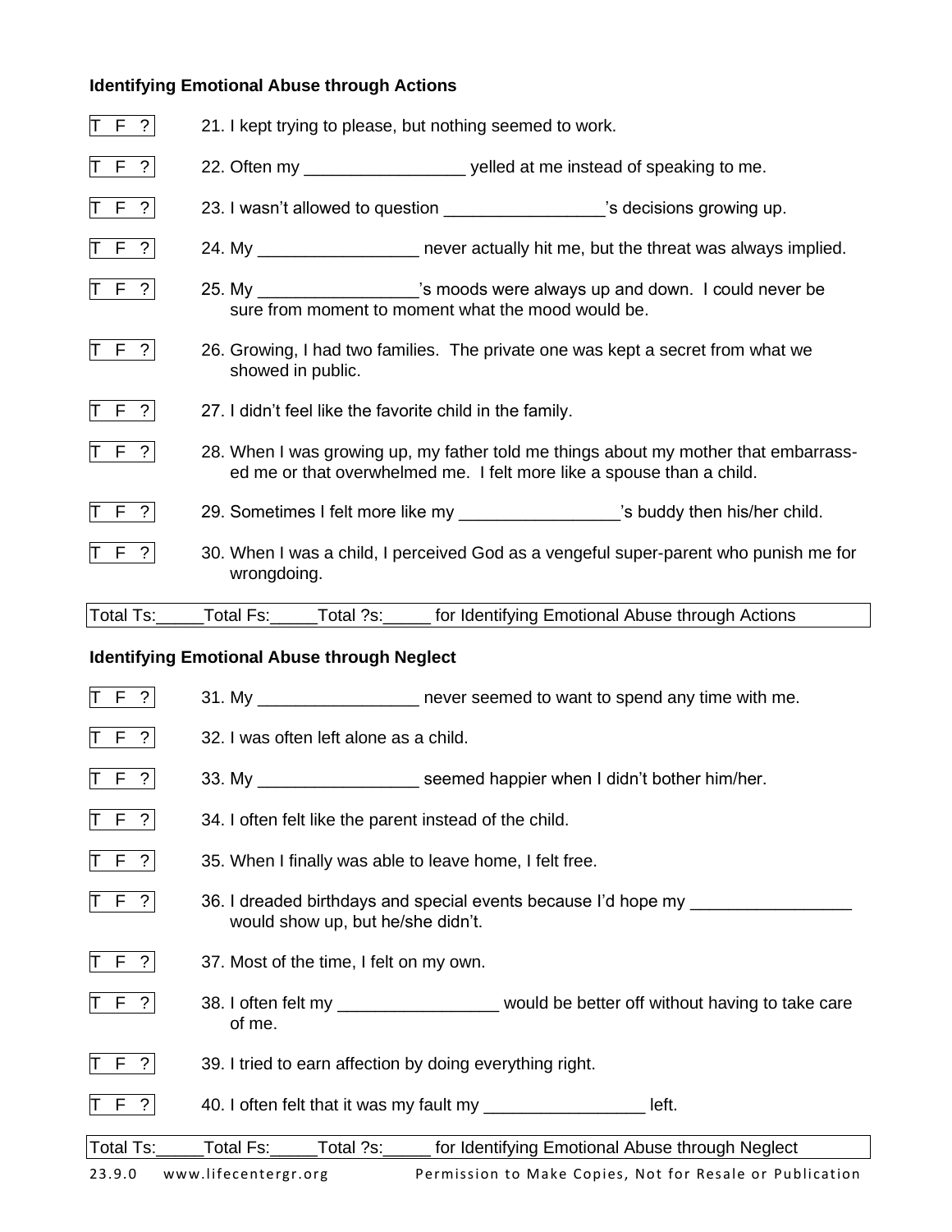**Identifying Emotional Abuse through Actions**

T F ? 21. I kept trying to please, but nothing seemed to work.

T F ? 22. Often my _________________ yelled at me instead of speaking to me.

T F ? 23. I wasn't allowed to question _________________'s decisions growing up.

T F ? 24. My _________________ never actually hit me, but the threat was always implied.

T F ? 25. My _________________'s moods were always up and down. I could never be sure from moment to moment what the mood would be.

T F ? 26. Growing, I had two families. The private one was kept a secret from what we showed in public.

T F ? 27. I didn't feel like the favorite child in the family.

T F ? 28. When I was growing up, my father told me things about my mother that embarrassed me or that overwhelmed me. I felt more like a spouse than a child.

T F ? 29. Sometimes I felt more like my _________________'s buddy then his/her child.

T F ? 30. When I was a child, I perceived God as a vengeful super-parent who punish me for wrongdoing.

Total Ts:_____Total Fs:_____Total ?s:_____ for Identifying Emotional Abuse through Actions

**Identifying Emotional Abuse through Neglect**

T F ? 31. My _________________ never seemed to want to spend any time with me.

T F ? 32. I was often left alone as a child.

T F ? 33. My _________________ seemed happier when I didn't bother him/her.

T F ? 34. I often felt like the parent instead of the child.

T F ? 35. When I finally was able to leave home, I felt free.

T F ? 36. I dreaded birthdays and special events because I'd hope my _________________ would show up, but he/she didn't.

T F ? 37. Most of the time, I felt on my own.

T F ? 38. I often felt my _________________ would be better off without having to take care of me.

T F ? 39. I tried to earn affection by doing everything right.

T F ? 40. I often felt that it was my fault my _________________ left.

Total Ts:_____Total Fs:_____Total ?s:_____ for Identifying Emotional Abuse through Neglect

23.9.0 www.lifecentergr.org Permission to Make Copies, Not for Resale or Publication